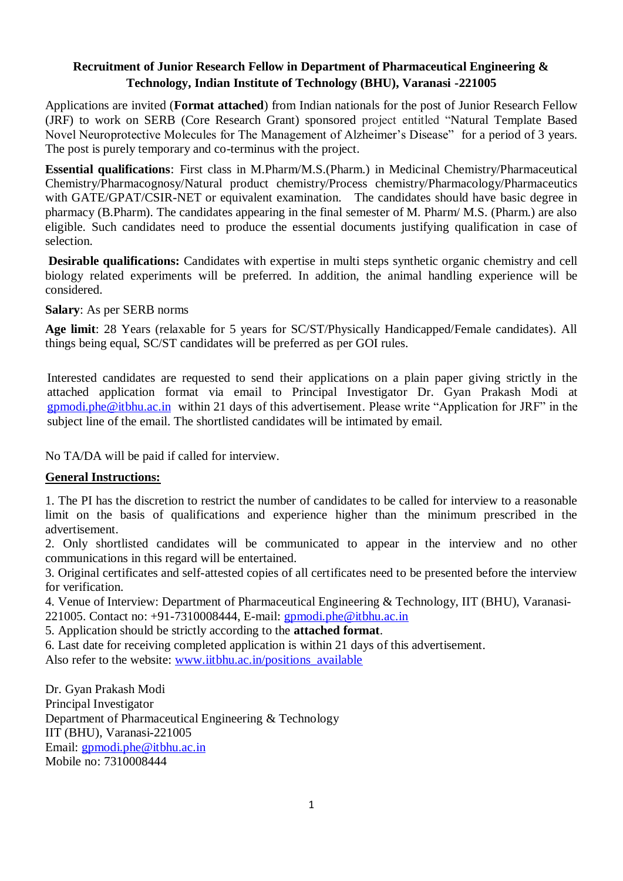**Recruitment of Junior Research Fellow in Department of Pharmaceutical Engineering & Technology, Indian Institute of Technology (BHU), Varanasi -221005**

Applications are invited (**Format attached**) from Indian nationals for the post of Junior Research Fellow (JRF) to work on SERB (Core Research Grant) sponsored project entitled "Natural Template Based Novel Neuroprotective Molecules for The Management of Alzheimer's Disease" for a period of 3 years. The post is purely temporary and co-terminus with the project.

**Essential qualifications**: First class in M.Pharm/M.S.(Pharm.) in Medicinal Chemistry/Pharmaceutical Chemistry/Pharmacognosy/Natural product chemistry/Process chemistry/Pharmacology/Pharmaceutics with GATE/GPAT/CSIR-NET or equivalent examination. The candidates should have basic degree in pharmacy (B.Pharm). The candidates appearing in the final semester of M. Pharm/ M.S. (Pharm.) are also eligible. Such candidates need to produce the essential documents justifying qualification in case of selection.

**Desirable qualifications:** Candidates with expertise in multi steps synthetic organic chemistry and cell biology related experiments will be preferred. In addition, the animal handling experience will be considered.

**Salary**: As per SERB norms

**Age limit**: 28 Years (relaxable for 5 years for SC/ST/Physically Handicapped/Female candidates). All things being equal, SC/ST candidates will be preferred as per GOI rules.

Interested candidates are requested to send their applications on a plain paper giving strictly in the attached application format via email to Principal Investigator Dr. Gyan Prakash Modi at gpmodi.phe@itbhu.ac.in within 21 days of this advertisement. Please write "Application for JRF" in the subject line of the email. The shortlisted candidates will be intimated by email.

No TA/DA will be paid if called for interview.

**General Instructions:**

1. The PI has the discretion to restrict the number of candidates to be called for interview to a reasonable limit on the basis of qualifications and experience higher than the minimum prescribed in the advertisement.
2. Only shortlisted candidates will be communicated to appear in the interview and no other communications in this regard will be entertained.
3. Original certificates and self-attested copies of all certificates need to be presented before the interview for verification.
4. Venue of Interview: Department of Pharmaceutical Engineering & Technology, IIT (BHU), Varanasi-221005. Contact no: +91-7310008444, E-mail: gpmodi.phe@itbhu.ac.in
5. Application should be strictly according to the **attached format**.
6. Last date for receiving completed application is within 21 days of this advertisement.

Also refer to the website: www.iitbhu.ac.in/positions_available

Dr. Gyan Prakash Modi
Principal Investigator
Department of Pharmaceutical Engineering & Technology
IIT (BHU), Varanasi-221005
Email: gpmodi.phe@itbhu.ac.in
Mobile no: 7310008444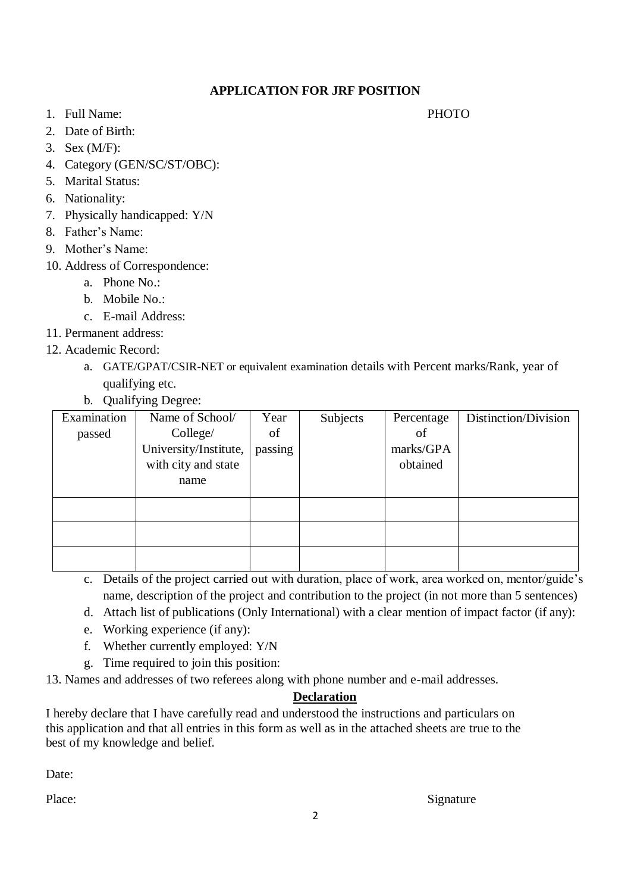## APPLICATION FOR JRF POSITION

PHOTO

1. Full Name:
2. Date of Birth:
3. Sex (M/F):
4. Category (GEN/SC/ST/OBC):
5. Marital Status:
6. Nationality:
7. Physically handicapped: Y/N
8. Father's Name:
9. Mother's Name:
10. Address of Correspondence:
    a. Phone No.:
    b. Mobile No.:
    c. E-mail Address:
11. Permanent address:
12. Academic Record:
    a. GATE/GPAT/CSIR-NET or equivalent examination details with Percent marks/Rank, year of qualifying etc.
    b. Qualifying Degree:

| Examination passed | Name of School/ College/ University/Institute, with city and state name | Year of passing | Subjects | Percentage of marks/GPA obtained | Distinction/Division |
|---|---|---|---|---|---|
| | | | | | |
| | | | | | |
| | | | | | |

    c. Details of the project carried out with duration, place of work, area worked on, mentor/guide's name, description of the project and contribution to the project (in not more than 5 sentences)
    d. Attach list of publications (Only International) with a clear mention of impact factor (if any):
    e. Working experience (if any):
    f. Whether currently employed: Y/N
    g. Time required to join this position:
13. Names and addresses of two referees along with phone number and e-mail addresses.

**Declaration**

I hereby declare that I have carefully read and understood the instructions and particulars on this application and that all entries in this form as well as in the attached sheets are true to the best of my knowledge and belief.

Date:

Place:

Signature